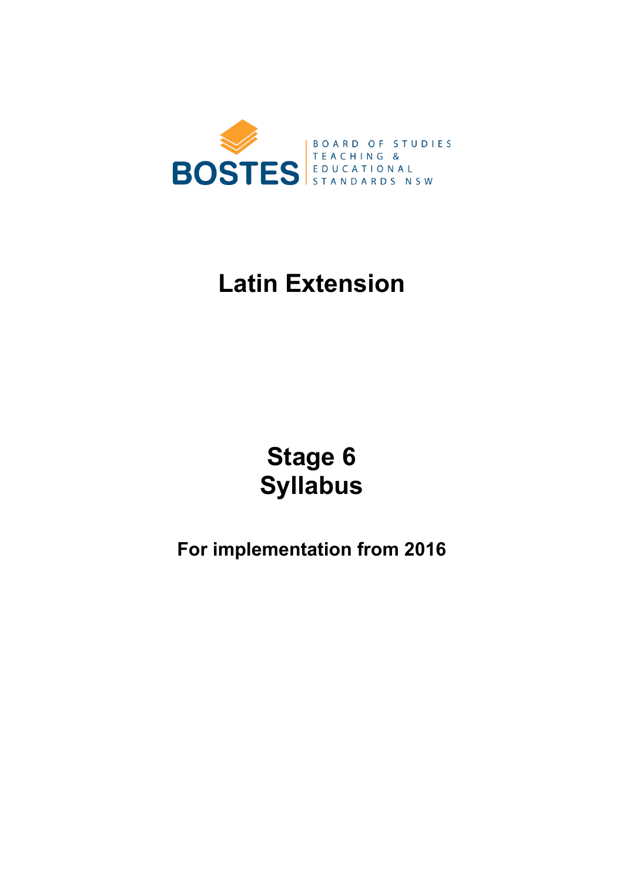BOSTES

BOARD OF STUDIES
TEACHING &
EDUCATIONAL
STANDARDS NSW

# Latin Extension

# Stage 6
# Syllabus

## For implementation from 2016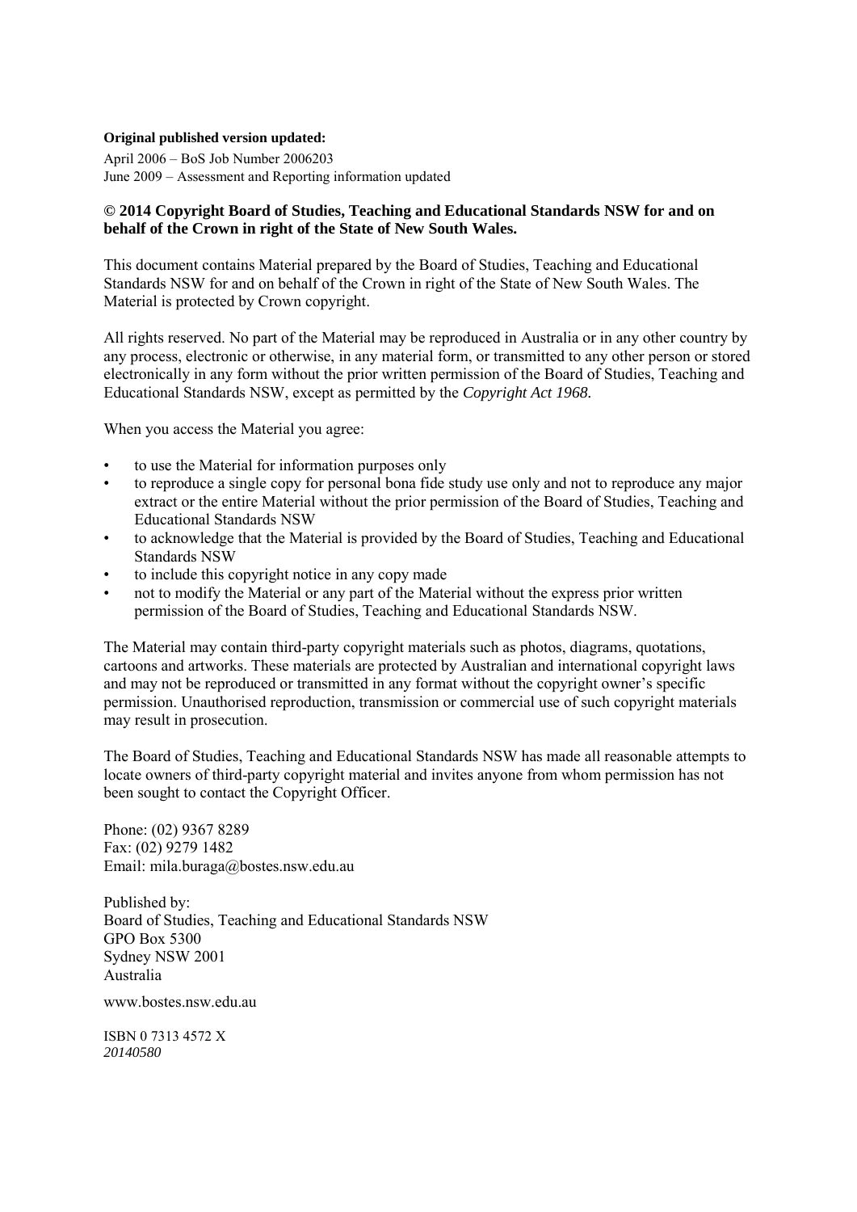**Original published version updated:**

April 2006 – BoS Job Number 2006203
June 2009 – Assessment and Reporting information updated

**© 2014 Copyright Board of Studies, Teaching and Educational Standards NSW for and on behalf of the Crown in right of the State of New South Wales.**

This document contains Material prepared by the Board of Studies, Teaching and Educational Standards NSW for and on behalf of the Crown in right of the State of New South Wales. The Material is protected by Crown copyright.

All rights reserved. No part of the Material may be reproduced in Australia or in any other country by any process, electronic or otherwise, in any material form, or transmitted to any other person or stored electronically in any form without the prior written permission of the Board of Studies, Teaching and Educational Standards NSW, except as permitted by the *Copyright Act 1968*.

When you access the Material you agree:

- to use the Material for information purposes only
- to reproduce a single copy for personal bona fide study use only and not to reproduce any major extract or the entire Material without the prior permission of the Board of Studies, Teaching and Educational Standards NSW
- to acknowledge that the Material is provided by the Board of Studies, Teaching and Educational Standards NSW
- to include this copyright notice in any copy made
- not to modify the Material or any part of the Material without the express prior written permission of the Board of Studies, Teaching and Educational Standards NSW.

The Material may contain third-party copyright materials such as photos, diagrams, quotations, cartoons and artworks. These materials are protected by Australian and international copyright laws and may not be reproduced or transmitted in any format without the copyright owner's specific permission. Unauthorised reproduction, transmission or commercial use of such copyright materials may result in prosecution.

The Board of Studies, Teaching and Educational Standards NSW has made all reasonable attempts to locate owners of third-party copyright material and invites anyone from whom permission has not been sought to contact the Copyright Officer.

Phone: (02) 9367 8289
Fax: (02) 9279 1482
Email: mila.buraga@bostes.nsw.edu.au

Published by:
Board of Studies, Teaching and Educational Standards NSW
GPO Box 5300
Sydney NSW 2001
Australia

www.bostes.nsw.edu.au

ISBN 0 7313 4572 X
*20140580*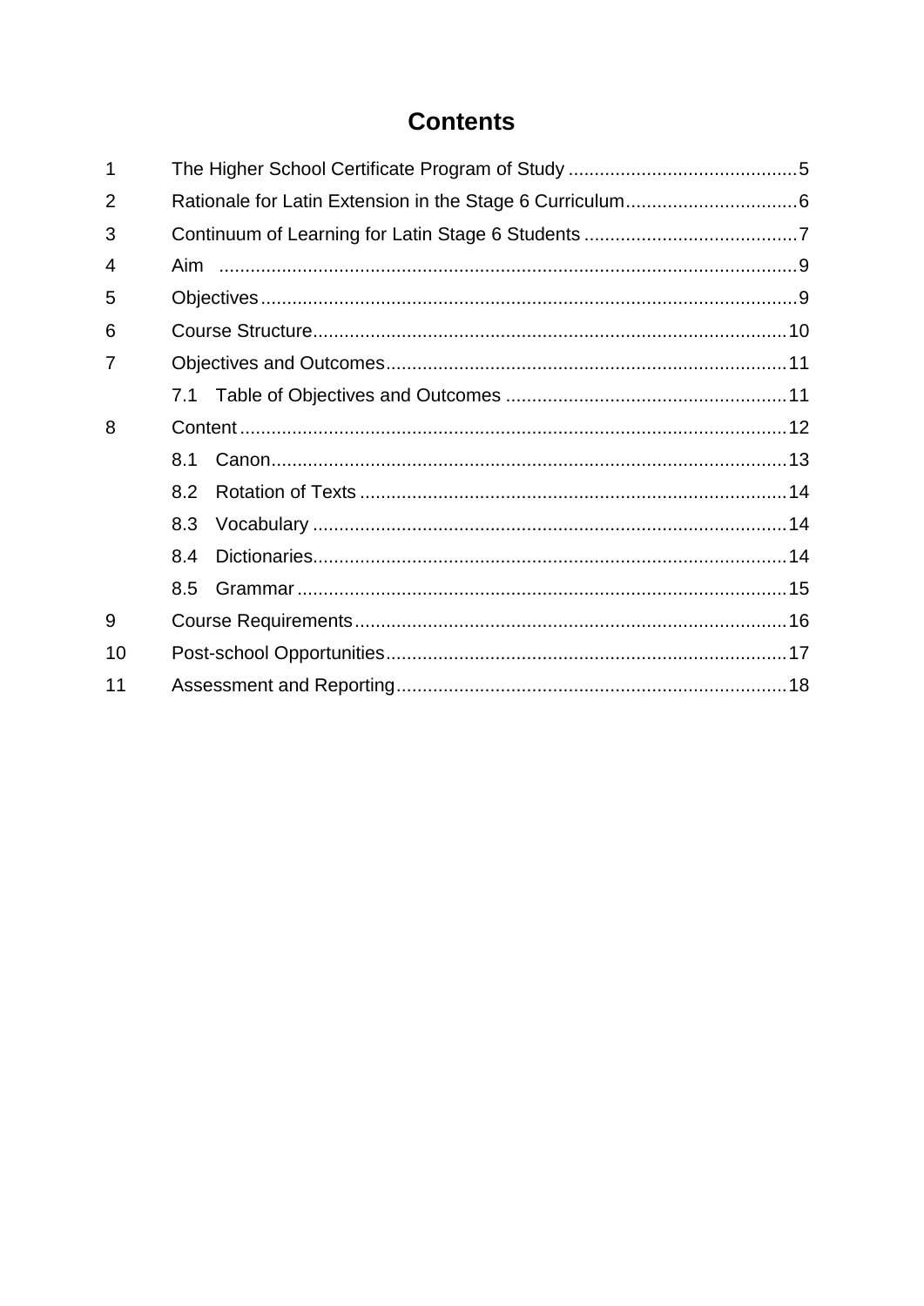# Contents

1 The Higher School Certificate Program of Study ........................................... 5

2 Rationale for Latin Extension in the Stage 6 Curriculum ................................. 6

3 Continuum of Learning for Latin Stage 6 Students ........................................ 7

4 Aim ........................................................................................................... 9

5 Objectives .................................................................................................. 9

6 Course Structure ........................................................................................ 10

7 Objectives and Outcomes .......................................................................... 11

   7.1 Table of Objectives and Outcomes ...................................................... 11

8 Content ...................................................................................................... 12

   8.1 Canon ................................................................................................. 13

   8.2 Rotation of Texts ................................................................................. 14

   8.3 Vocabulary .......................................................................................... 14

   8.4 Dictionaries ......................................................................................... 14

   8.5 Grammar ............................................................................................. 15

9 Course Requirements ................................................................................. 16

10 Post-school Opportunities .......................................................................... 17

11 Assessment and Reporting ......................................................................... 18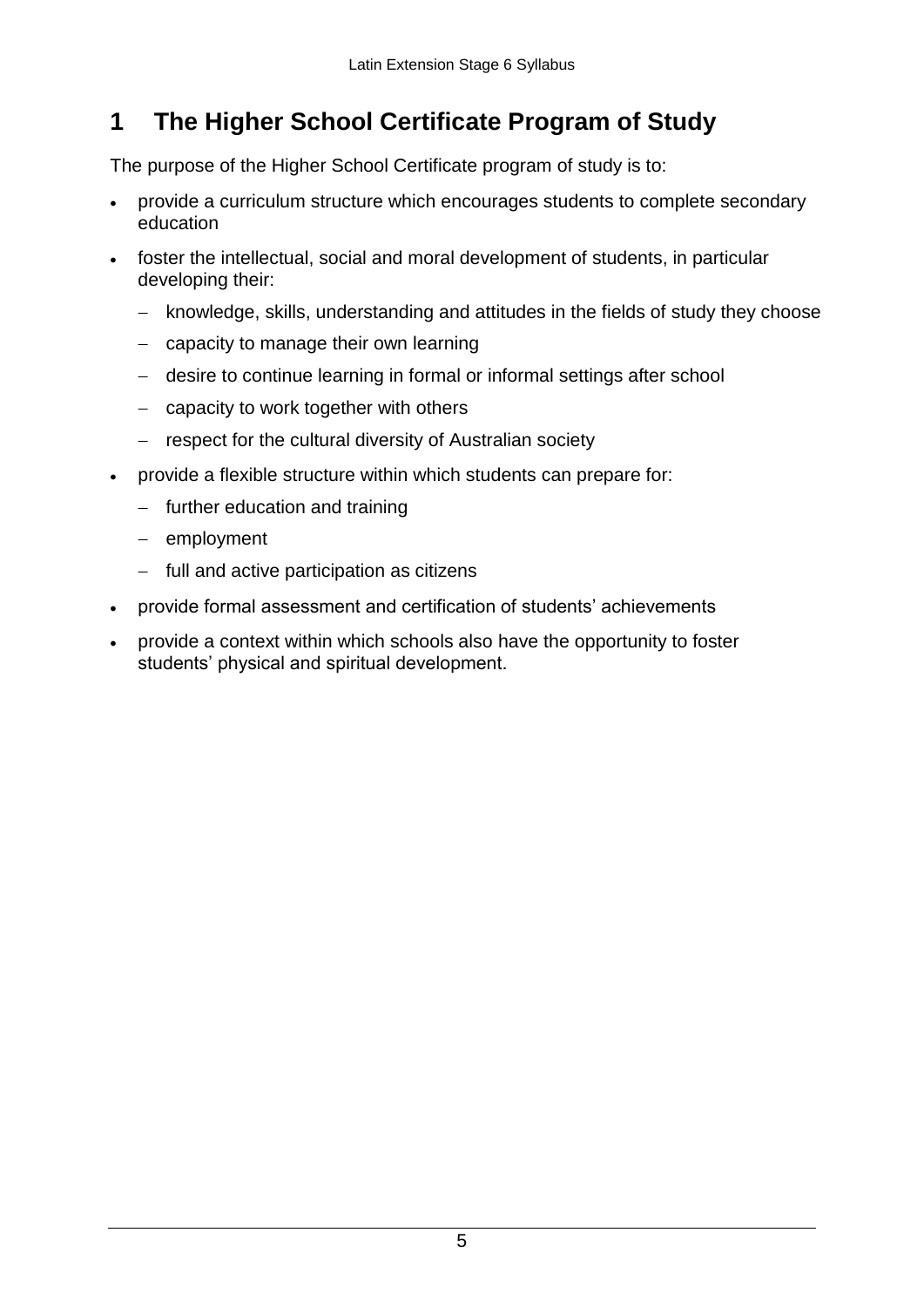# 1 The Higher School Certificate Program of Study

The purpose of the Higher School Certificate program of study is to:

- provide a curriculum structure which encourages students to complete secondary education
- foster the intellectual, social and moral development of students, in particular developing their:
  - knowledge, skills, understanding and attitudes in the fields of study they choose
  - capacity to manage their own learning
  - desire to continue learning in formal or informal settings after school
  - capacity to work together with others
  - respect for the cultural diversity of Australian society
- provide a flexible structure within which students can prepare for:
  - further education and training
  - employment
  - full and active participation as citizens
- provide formal assessment and certification of students' achievements
- provide a context within which schools also have the opportunity to foster students' physical and spiritual development.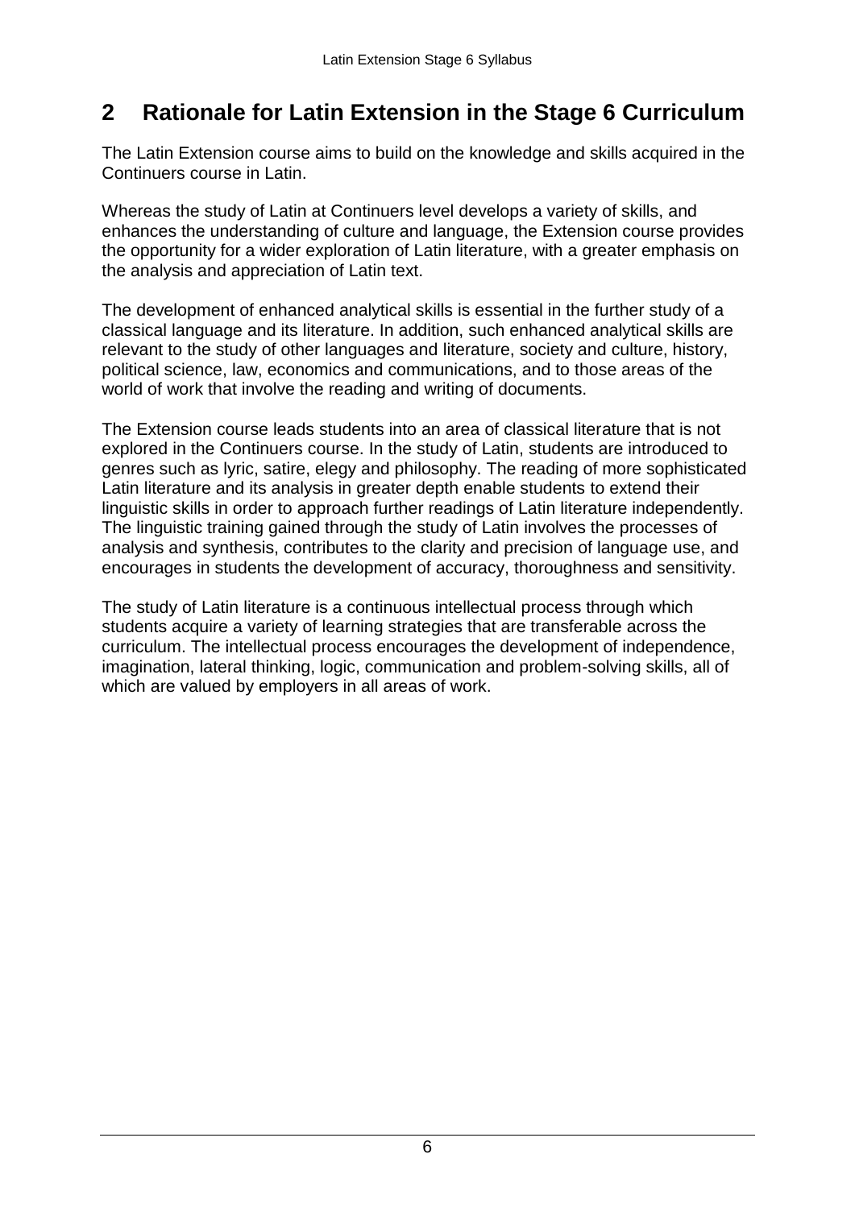## 2 Rationale for Latin Extension in the Stage 6 Curriculum

The Latin Extension course aims to build on the knowledge and skills acquired in the Continuers course in Latin.

Whereas the study of Latin at Continuers level develops a variety of skills, and enhances the understanding of culture and language, the Extension course provides the opportunity for a wider exploration of Latin literature, with a greater emphasis on the analysis and appreciation of Latin text.

The development of enhanced analytical skills is essential in the further study of a classical language and its literature. In addition, such enhanced analytical skills are relevant to the study of other languages and literature, society and culture, history, political science, law, economics and communications, and to those areas of the world of work that involve the reading and writing of documents.

The Extension course leads students into an area of classical literature that is not explored in the Continuers course. In the study of Latin, students are introduced to genres such as lyric, satire, elegy and philosophy. The reading of more sophisticated Latin literature and its analysis in greater depth enable students to extend their linguistic skills in order to approach further readings of Latin literature independently. The linguistic training gained through the study of Latin involves the processes of analysis and synthesis, contributes to the clarity and precision of language use, and encourages in students the development of accuracy, thoroughness and sensitivity.

The study of Latin literature is a continuous intellectual process through which students acquire a variety of learning strategies that are transferable across the curriculum. The intellectual process encourages the development of independence, imagination, lateral thinking, logic, communication and problem-solving skills, all of which are valued by employers in all areas of work.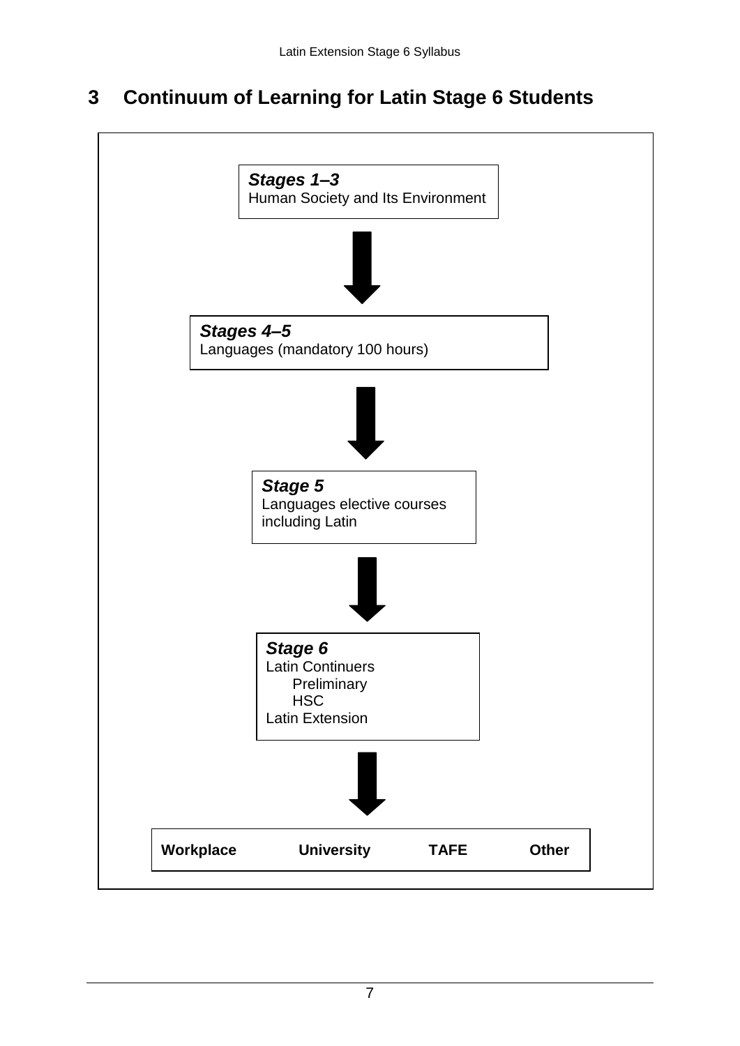## 3 Continuum of Learning for Latin Stage 6 Students

***Stages 1–3***
Human Society and Its Environment

↓

***Stages 4–5***
Languages (mandatory 100 hours)

↓

***Stage 5***
Languages elective courses including Latin

↓

***Stage 6***
Latin Continuers
- Preliminary
- HSC

Latin Extension

↓

**Workplace** **University** **TAFE** **Other**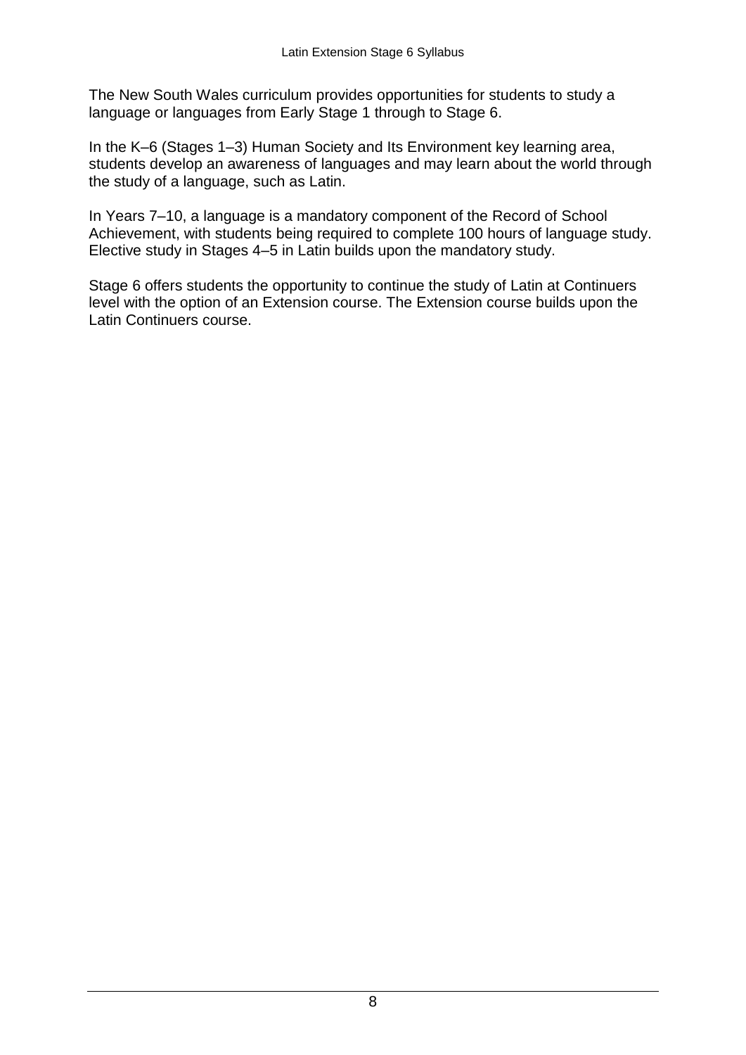The New South Wales curriculum provides opportunities for students to study a language or languages from Early Stage 1 through to Stage 6.

In the K–6 (Stages 1–3) Human Society and Its Environment key learning area, students develop an awareness of languages and may learn about the world through the study of a language, such as Latin.

In Years 7–10, a language is a mandatory component of the Record of School Achievement, with students being required to complete 100 hours of language study. Elective study in Stages 4–5 in Latin builds upon the mandatory study.

Stage 6 offers students the opportunity to continue the study of Latin at Continuers level with the option of an Extension course. The Extension course builds upon the Latin Continuers course.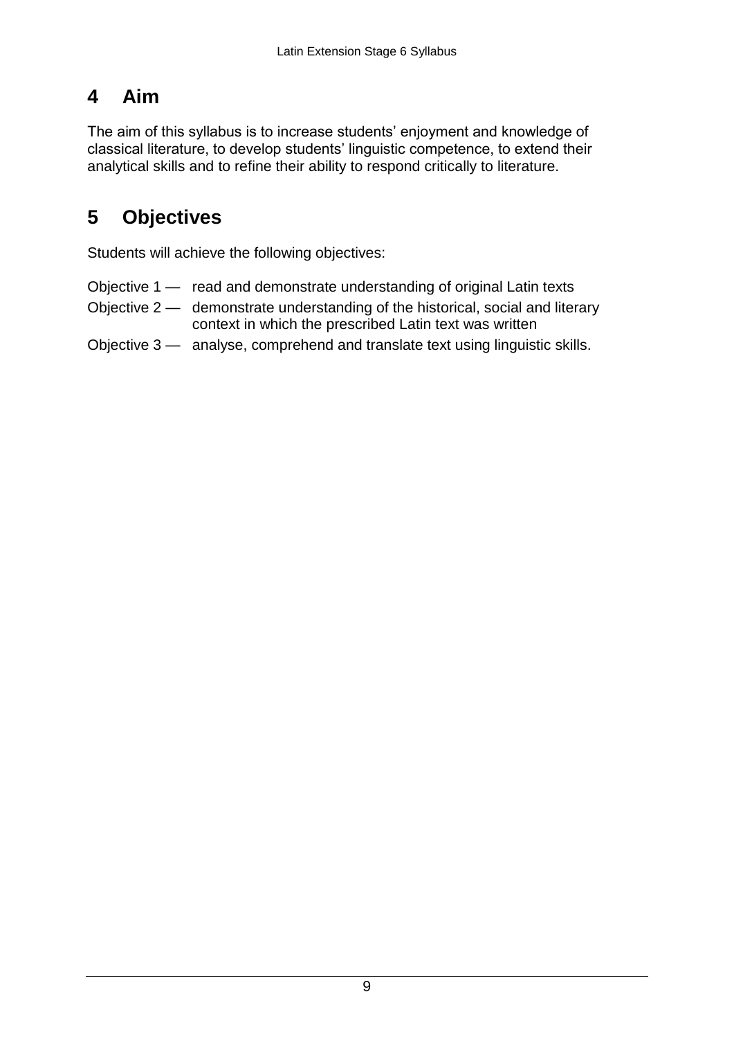# 4 Aim

The aim of this syllabus is to increase students' enjoyment and knowledge of classical literature, to develop students' linguistic competence, to extend their analytical skills and to refine their ability to respond critically to literature.

# 5 Objectives

Students will achieve the following objectives:

Objective 1 — read and demonstrate understanding of original Latin texts

Objective 2 — demonstrate understanding of the historical, social and literary context in which the prescribed Latin text was written

Objective 3 — analyse, comprehend and translate text using linguistic skills.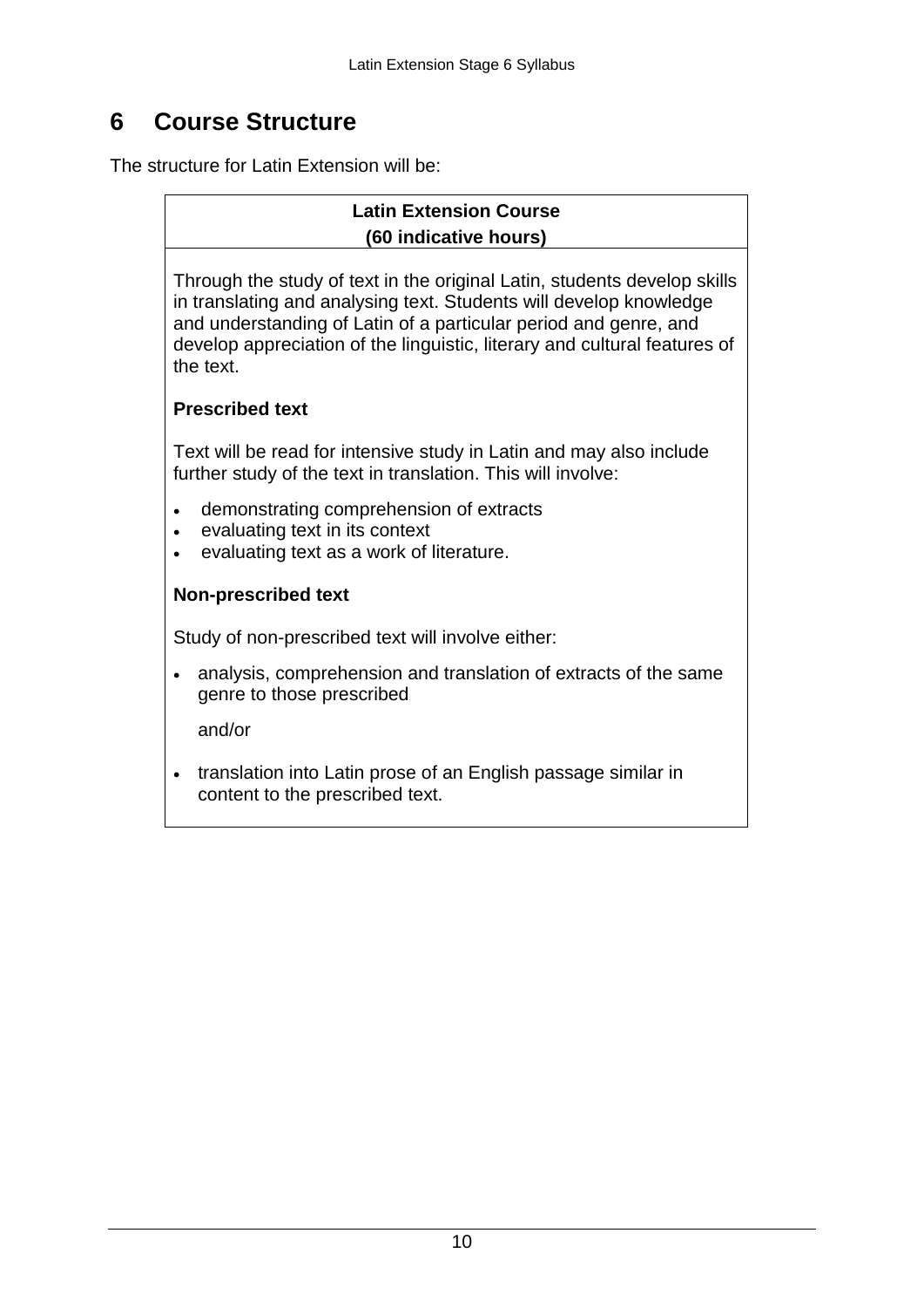# 6 Course Structure

The structure for Latin Extension will be:

**Latin Extension Course**
**(60 indicative hours)**

Through the study of text in the original Latin, students develop skills in translating and analysing text. Students will develop knowledge and understanding of Latin of a particular period and genre, and develop appreciation of the linguistic, literary and cultural features of the text.

**Prescribed text**

Text will be read for intensive study in Latin and may also include further study of the text in translation. This will involve:

- demonstrating comprehension of extracts
- evaluating text in its context
- evaluating text as a work of literature.

**Non-prescribed text**

Study of non-prescribed text will involve either:

- analysis, comprehension and translation of extracts of the same genre to those prescribed

  and/or

- translation into Latin prose of an English passage similar in content to the prescribed text.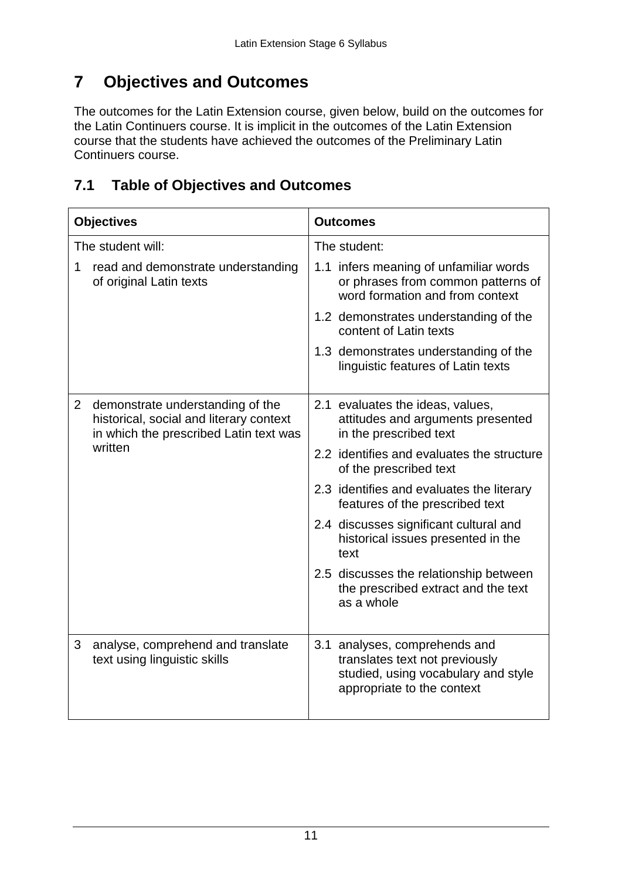# 7 Objectives and Outcomes

The outcomes for the Latin Extension course, given below, build on the outcomes for the Latin Continuers course. It is implicit in the outcomes of the Latin Extension course that the students have achieved the outcomes of the Preliminary Latin Continuers course.

## 7.1 Table of Objectives and Outcomes

| Objectives | Outcomes |
|---|---|
| The student will: | The student: |
| 1 read and demonstrate understanding of original Latin texts | 1.1 infers meaning of unfamiliar words or phrases from common patterns of word formation and from context<br>1.2 demonstrates understanding of the content of Latin texts<br>1.3 demonstrates understanding of the linguistic features of Latin texts |
| 2 demonstrate understanding of the historical, social and literary context in which the prescribed Latin text was written | 2.1 evaluates the ideas, values, attitudes and arguments presented in the prescribed text<br>2.2 identifies and evaluates the structure of the prescribed text<br>2.3 identifies and evaluates the literary features of the prescribed text<br>2.4 discusses significant cultural and historical issues presented in the text<br>2.5 discusses the relationship between the prescribed extract and the text as a whole |
| 3 analyse, comprehend and translate text using linguistic skills | 3.1 analyses, comprehends and translates text not previously studied, using vocabulary and style appropriate to the context |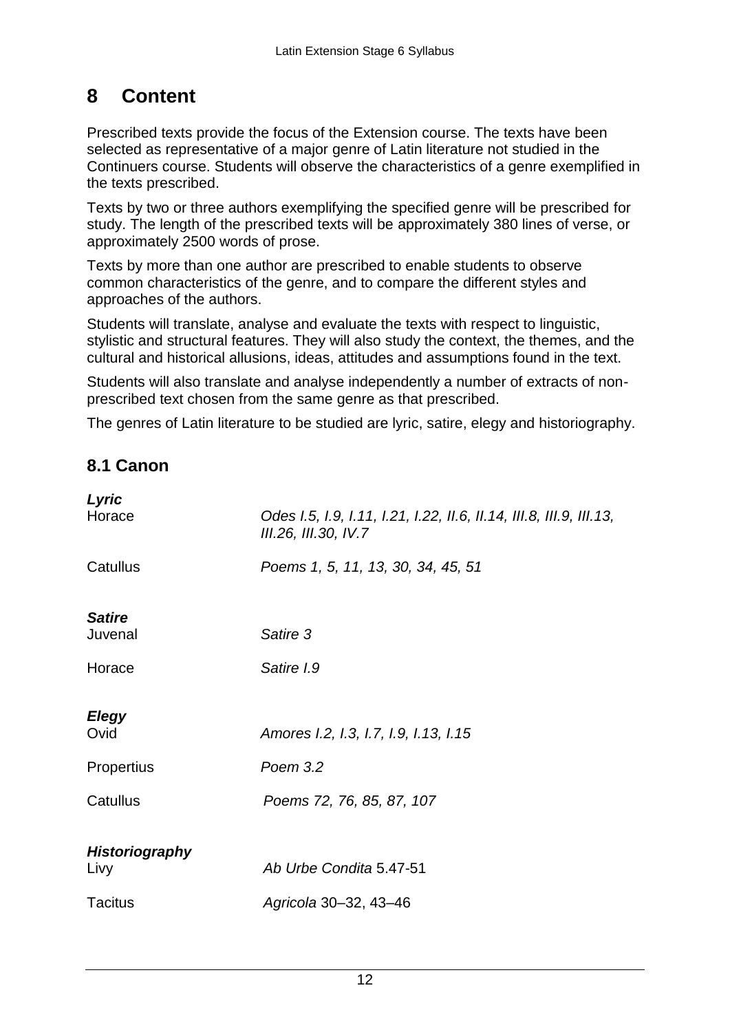# 8 Content

Prescribed texts provide the focus of the Extension course. The texts have been selected as representative of a major genre of Latin literature not studied in the Continuers course. Students will observe the characteristics of a genre exemplified in the texts prescribed.

Texts by two or three authors exemplifying the specified genre will be prescribed for study. The length of the prescribed texts will be approximately 380 lines of verse, or approximately 2500 words of prose.

Texts by more than one author are prescribed to enable students to observe common characteristics of the genre, and to compare the different styles and approaches of the authors.

Students will translate, analyse and evaluate the texts with respect to linguistic, stylistic and structural features. They will also study the context, the themes, and the cultural and historical allusions, ideas, attitudes and assumptions found in the text.

Students will also translate and analyse independently a number of extracts of non-prescribed text chosen from the same genre as that prescribed.

The genres of Latin literature to be studied are lyric, satire, elegy and historiography.

## 8.1 Canon

***Lyric***

| | |
|---|---|
| Horace | *Odes I.5, I.9, I.11, I.21, I.22, II.6, II.14, III.8, III.9, III.13, III.26, III.30, IV.7* |
| Catullus | *Poems 1, 5, 11, 13, 30, 34, 45, 51* |

***Satire***

| | |
|---|---|
| Juvenal | *Satire 3* |
| Horace | *Satire I.9* |

***Elegy***

| | |
|---|---|
| Ovid | *Amores I.2, I.3, I.7, I.9, I.13, I.15* |
| Propertius | *Poem 3.2* |
| Catullus | *Poems 72, 76, 85, 87, 107* |

***Historiography***

| | |
|---|---|
| Livy | *Ab Urbe Condita* 5.47-51 |
| Tacitus | *Agricola* 30–32, 43–46 |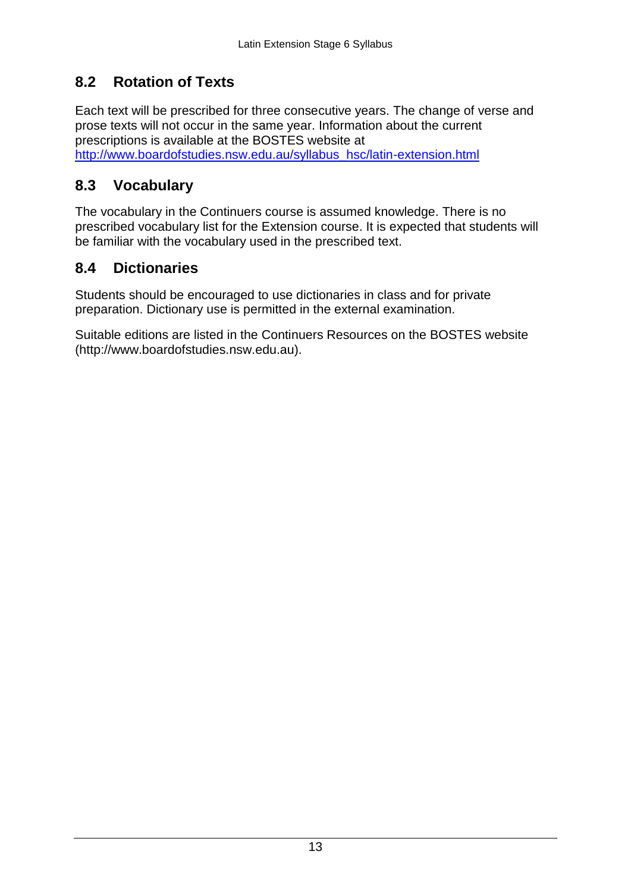## 8.2 Rotation of Texts

Each text will be prescribed for three consecutive years. The change of verse and prose texts will not occur in the same year. Information about the current prescriptions is available at the BOSTES website at
[http://www.boardofstudies.nsw.edu.au/syllabus_hsc/latin-extension.html](http://www.boardofstudies.nsw.edu.au/syllabus_hsc/latin-extension.html)

## 8.3 Vocabulary

The vocabulary in the Continuers course is assumed knowledge. There is no prescribed vocabulary list for the Extension course. It is expected that students will be familiar with the vocabulary used in the prescribed text.

## 8.4 Dictionaries

Students should be encouraged to use dictionaries in class and for private preparation. Dictionary use is permitted in the external examination.

Suitable editions are listed in the Continuers Resources on the BOSTES website (http://www.boardofstudies.nsw.edu.au).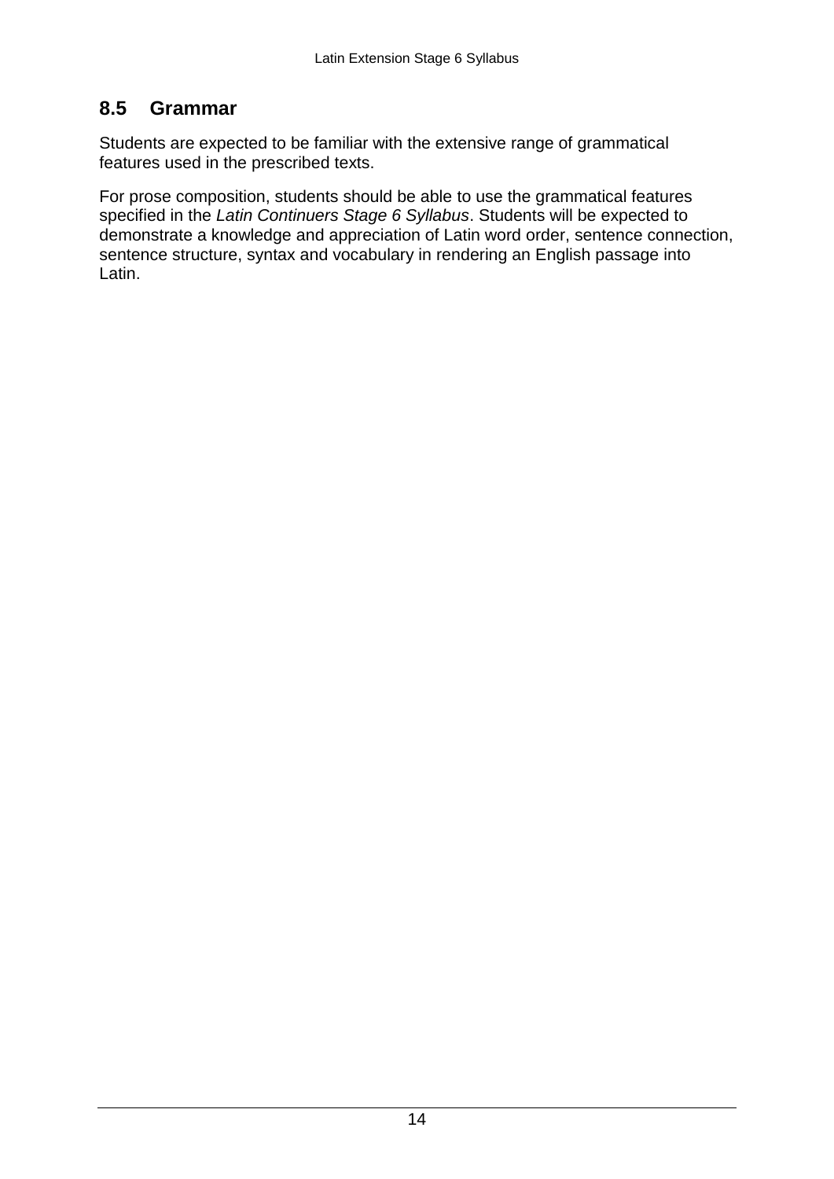## 8.5 Grammar

Students are expected to be familiar with the extensive range of grammatical features used in the prescribed texts.

For prose composition, students should be able to use the grammatical features specified in the *Latin Continuers Stage 6 Syllabus*. Students will be expected to demonstrate a knowledge and appreciation of Latin word order, sentence connection, sentence structure, syntax and vocabulary in rendering an English passage into Latin.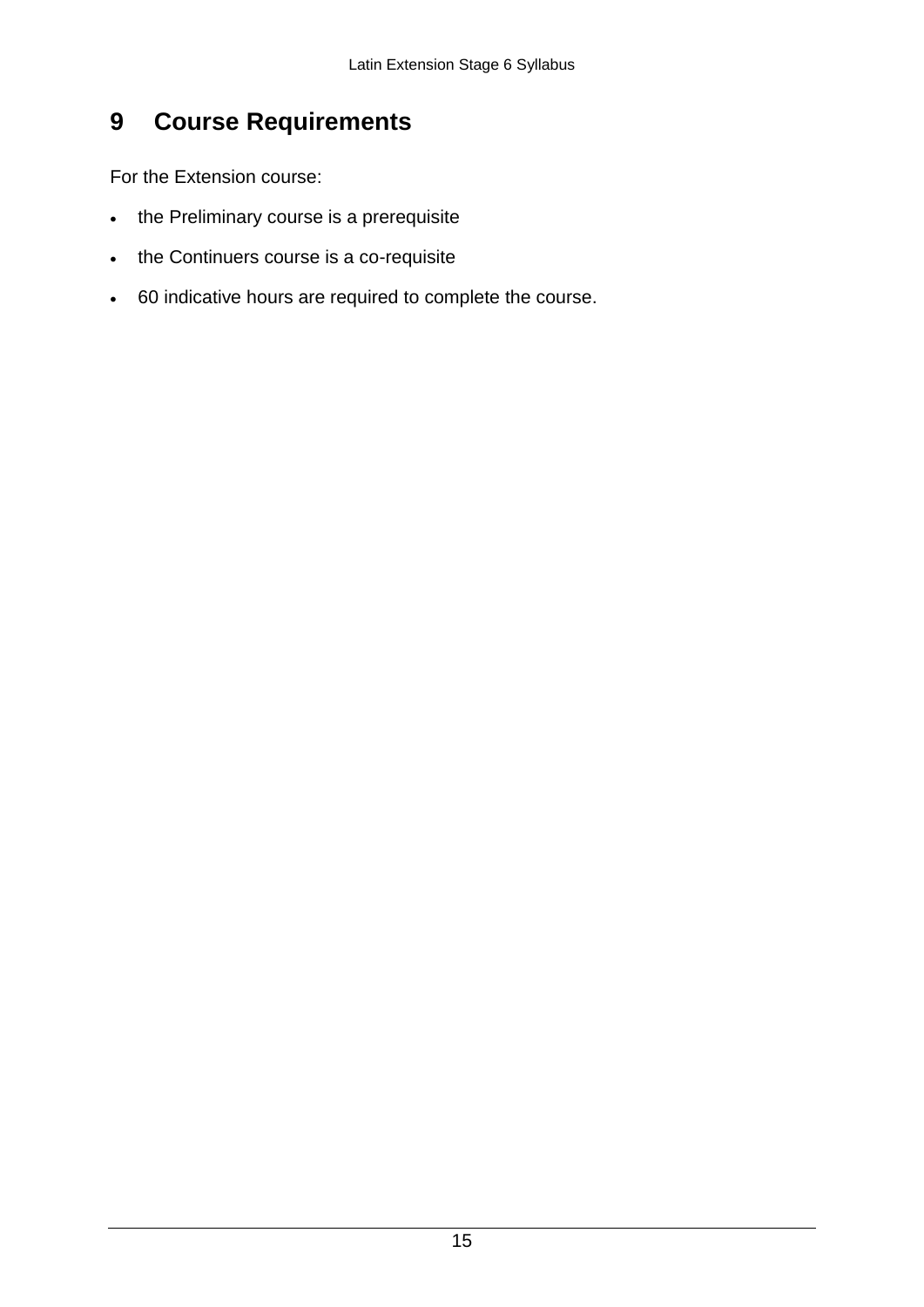# 9 Course Requirements

For the Extension course:

- the Preliminary course is a prerequisite
- the Continuers course is a co-requisite
- 60 indicative hours are required to complete the course.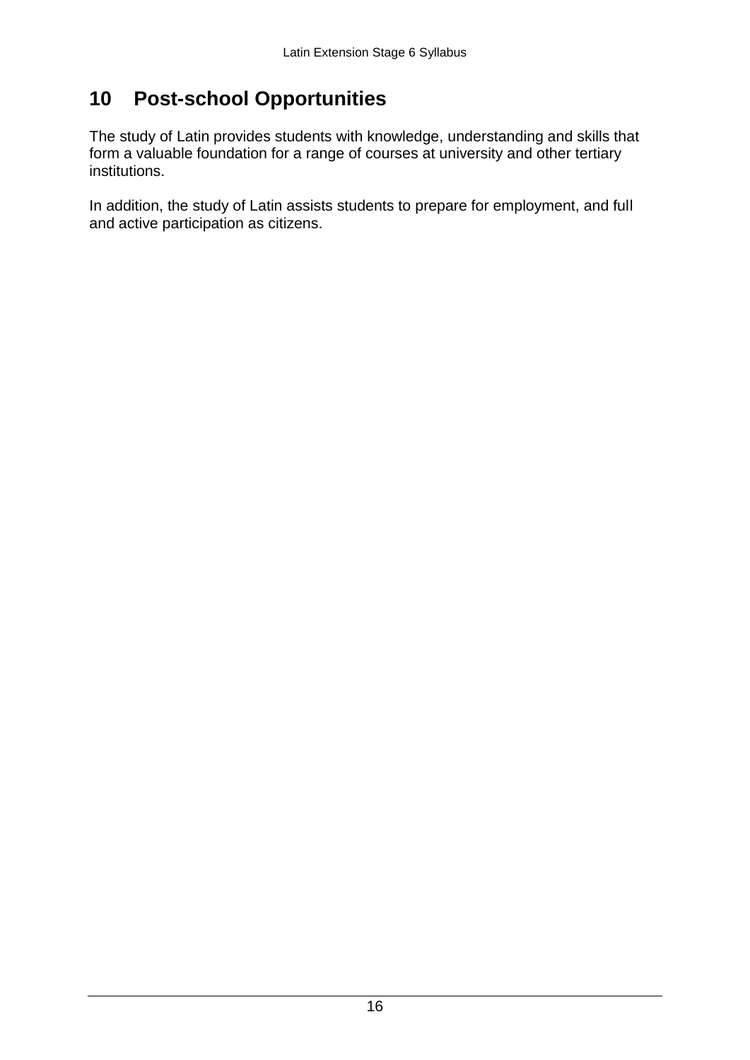## 10 Post-school Opportunities

The study of Latin provides students with knowledge, understanding and skills that form a valuable foundation for a range of courses at university and other tertiary institutions.

In addition, the study of Latin assists students to prepare for employment, and full and active participation as citizens.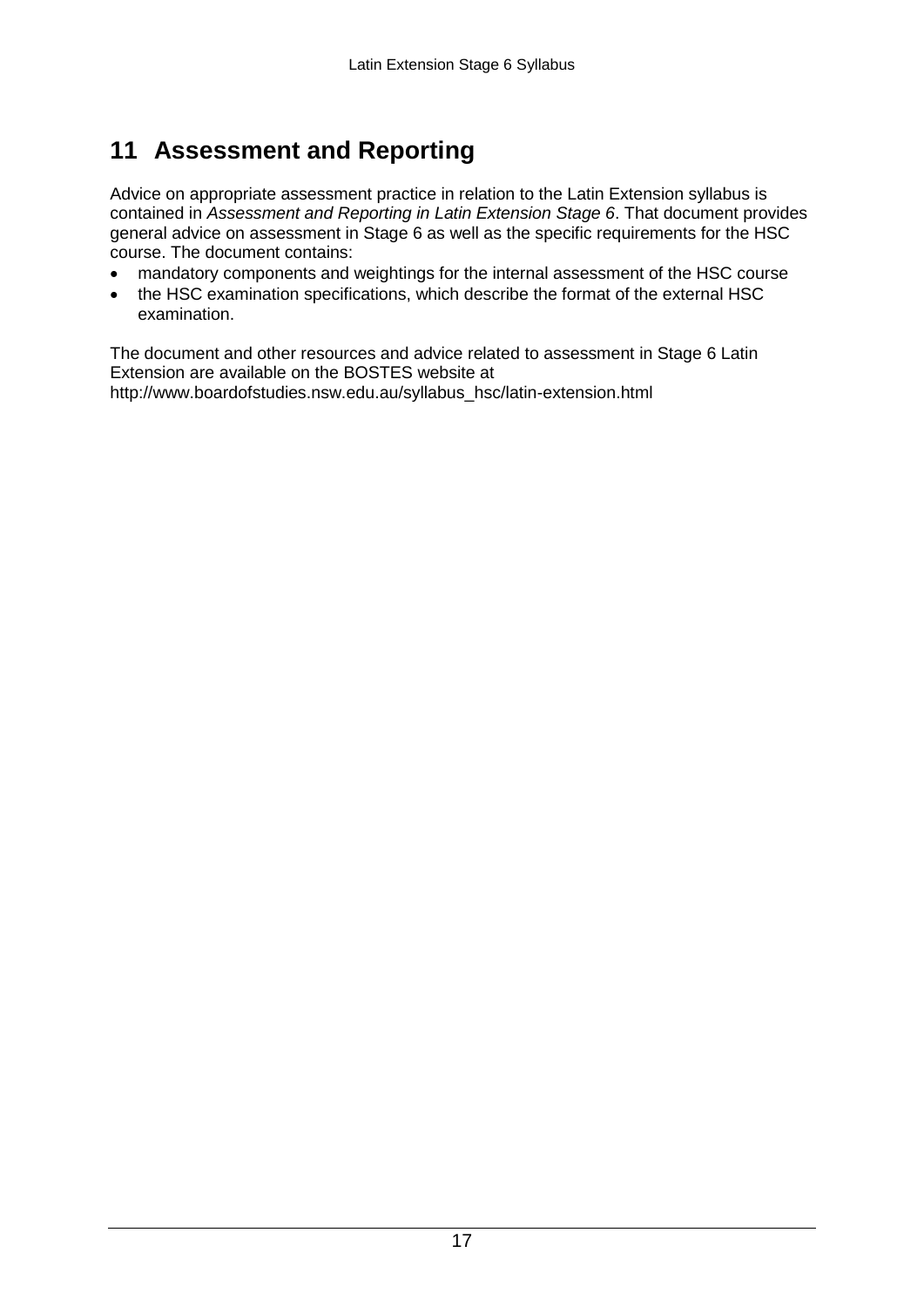## 11 Assessment and Reporting

Advice on appropriate assessment practice in relation to the Latin Extension syllabus is contained in *Assessment and Reporting in Latin Extension Stage 6*. That document provides general advice on assessment in Stage 6 as well as the specific requirements for the HSC course. The document contains:

- mandatory components and weightings for the internal assessment of the HSC course
- the HSC examination specifications, which describe the format of the external HSC examination.

The document and other resources and advice related to assessment in Stage 6 Latin Extension are available on the BOSTES website at http://www.boardofstudies.nsw.edu.au/syllabus_hsc/latin-extension.html